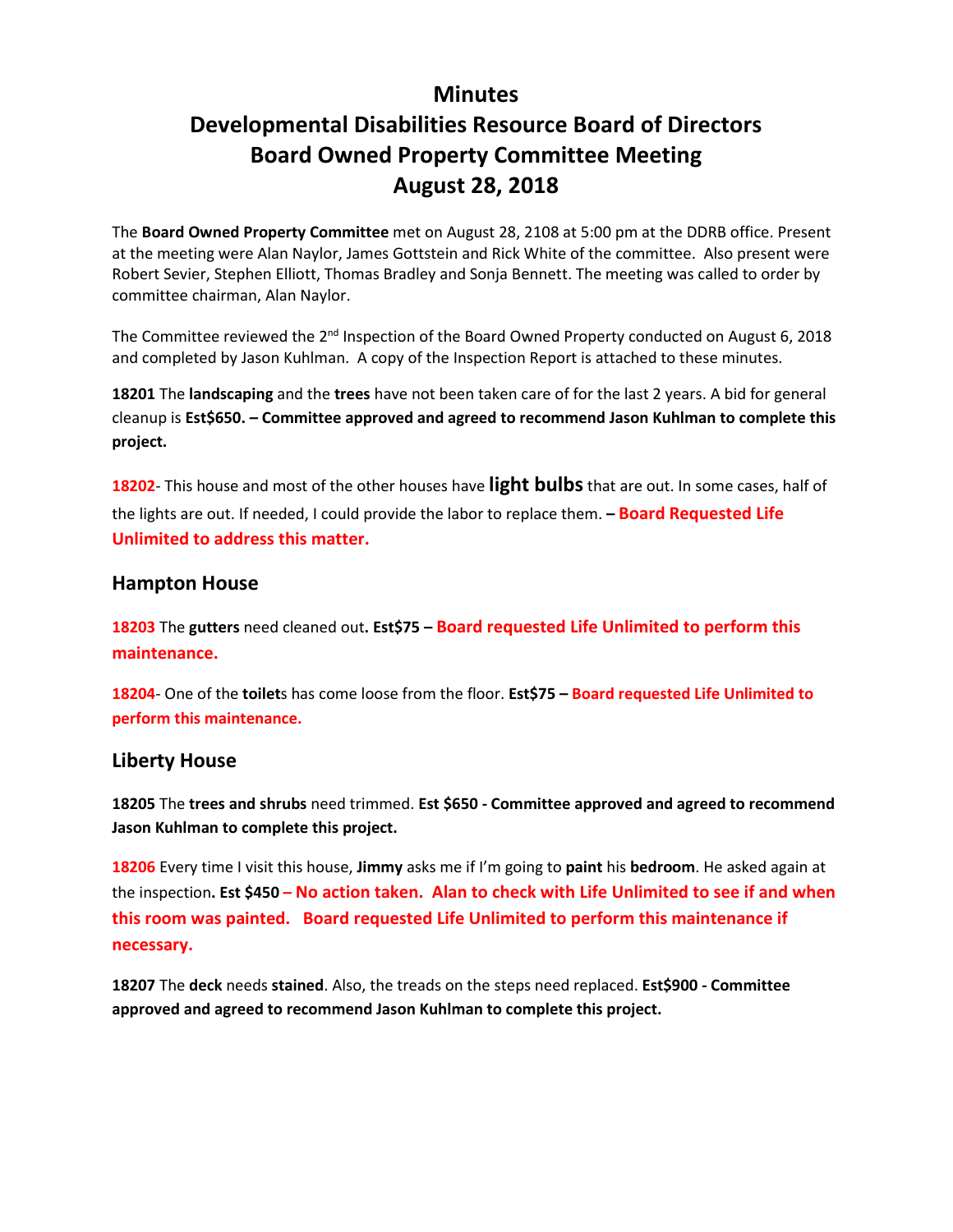# Minutes
# Developmental Disabilities Resource Board of Directors
# Board Owned Property Committee Meeting
# August 28, 2018

The **Board Owned Property Committee** met on August 28, 2108 at 5:00 pm at the DDRB office. Present at the meeting were Alan Naylor, James Gottstein and Rick White of the committee. Also present were Robert Sevier, Stephen Elliott, Thomas Bradley and Sonja Bennett. The meeting was called to order by committee chairman, Alan Naylor.

The Committee reviewed the 2nd Inspection of the Board Owned Property conducted on August 6, 2018 and completed by Jason Kuhlman. A copy of the Inspection Report is attached to these minutes.

**18201** The **landscaping** and the **trees** have not been taken care of for the last 2 years. A bid for general cleanup is **Est$650. – Committee approved and agreed to recommend Jason Kuhlman to complete this project.**

**18202**- This house and most of the other houses have **light bulbs** that are out. In some cases, half of the lights are out. If needed, I could provide the labor to replace them. **– Board Requested Life Unlimited to address this matter.**

## Hampton House

**18203** The **gutters** need cleaned out**. Est$75 – Board requested Life Unlimited to perform this maintenance.**

**18204**- One of the **toilet**s has come loose from the floor. **Est$75 – Board requested Life Unlimited to perform this maintenance.**

## Liberty House

**18205** The **trees and shrubs** need trimmed. **Est $650 - Committee approved and agreed to recommend Jason Kuhlman to complete this project.**

**18206** Every time I visit this house, **Jimmy** asks me if I'm going to **paint** his **bedroom**. He asked again at the inspection**. Est $450 – No action taken. Alan to check with Life Unlimited to see if and when this room was painted. Board requested Life Unlimited to perform this maintenance if necessary.**

**18207** The **deck** needs **stained**. Also, the treads on the steps need replaced. **Est$900 - Committee approved and agreed to recommend Jason Kuhlman to complete this project.**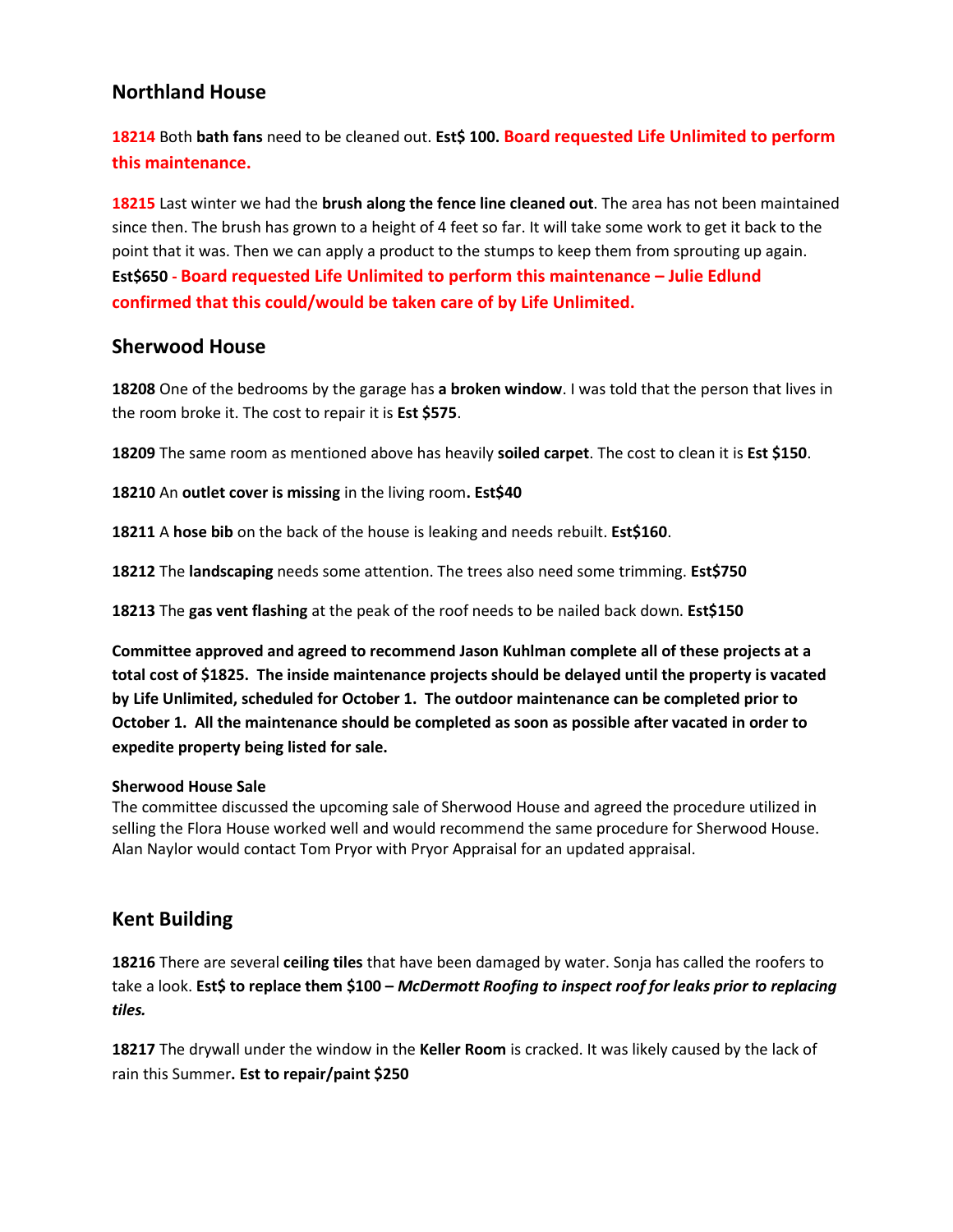## Northland House

**18214** Both **bath fans** need to be cleaned out. **Est$ 100. Board requested Life Unlimited to perform this maintenance.**

**18215** Last winter we had the **brush along the fence line cleaned out**. The area has not been maintained since then. The brush has grown to a height of 4 feet so far. It will take some work to get it back to the point that it was. Then we can apply a product to the stumps to keep them from sprouting up again. **Est$650 - Board requested Life Unlimited to perform this maintenance – Julie Edlund confirmed that this could/would be taken care of by Life Unlimited.**

## Sherwood House

**18208** One of the bedrooms by the garage has **a broken window**. I was told that the person that lives in the room broke it. The cost to repair it is **Est $575**.

**18209** The same room as mentioned above has heavily **soiled carpet**. The cost to clean it is **Est $150**.

**18210** An **outlet cover is missing** in the living room**. Est$40**

**18211** A **hose bib** on the back of the house is leaking and needs rebuilt. **Est$160**.

**18212** The **landscaping** needs some attention. The trees also need some trimming. **Est$750**

**18213** The **gas vent flashing** at the peak of the roof needs to be nailed back down. **Est$150**

**Committee approved and agreed to recommend Jason Kuhlman complete all of these projects at a total cost of $1825. The inside maintenance projects should be delayed until the property is vacated by Life Unlimited, scheduled for October 1. The outdoor maintenance can be completed prior to October 1. All the maintenance should be completed as soon as possible after vacated in order to expedite property being listed for sale.**

**Sherwood House Sale**
The committee discussed the upcoming sale of Sherwood House and agreed the procedure utilized in selling the Flora House worked well and would recommend the same procedure for Sherwood House. Alan Naylor would contact Tom Pryor with Pryor Appraisal for an updated appraisal.

## Kent Building

**18216** There are several **ceiling tiles** that have been damaged by water. Sonja has called the roofers to take a look. **Est$ to replace them $100 –** ***McDermott Roofing to inspect roof for leaks prior to replacing tiles.***

**18217** The drywall under the window in the **Keller Room** is cracked. It was likely caused by the lack of rain this Summer**. Est to repair/paint $250**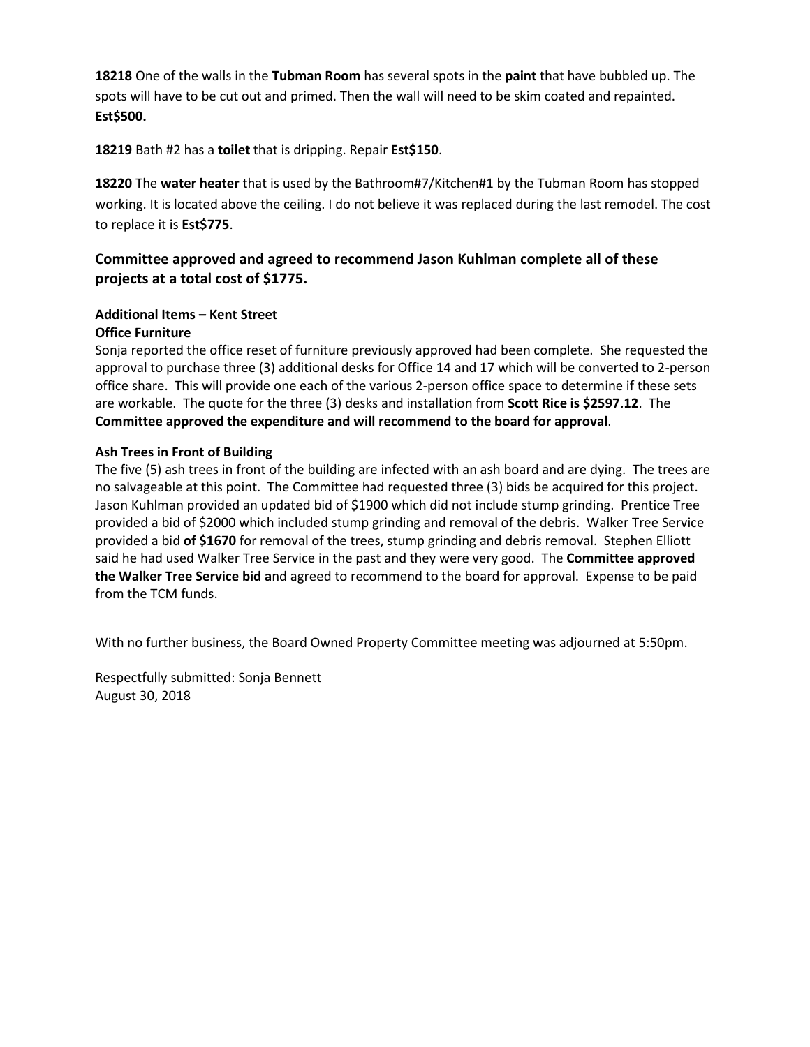**18218** One of the walls in the **Tubman Room** has several spots in the **paint** that have bubbled up. The spots will have to be cut out and primed. Then the wall will need to be skim coated and repainted. **Est$500.**

**18219** Bath #2 has a **toilet** that is dripping. Repair **Est$150**.

**18220** The **water heater** that is used by the Bathroom#7/Kitchen#1 by the Tubman Room has stopped working. It is located above the ceiling. I do not believe it was replaced during the last remodel. The cost to replace it is **Est$775**.

### Committee approved and agreed to recommend Jason Kuhlman complete all of these projects at a total cost of $1775.

**Additional Items – Kent Street**

**Office Furniture**

Sonja reported the office reset of furniture previously approved had been complete. She requested the approval to purchase three (3) additional desks for Office 14 and 17 which will be converted to 2-person office share. This will provide one each of the various 2-person office space to determine if these sets are workable. The quote for the three (3) desks and installation from **Scott Rice is $2597.12**. The **Committee approved the expenditure and will recommend to the board for approval**.

**Ash Trees in Front of Building**

The five (5) ash trees in front of the building are infected with an ash board and are dying. The trees are no salvageable at this point. The Committee had requested three (3) bids be acquired for this project. Jason Kuhlman provided an updated bid of $1900 which did not include stump grinding. Prentice Tree provided a bid of $2000 which included stump grinding and removal of the debris. Walker Tree Service provided a bid **of $1670** for removal of the trees, stump grinding and debris removal. Stephen Elliott said he had used Walker Tree Service in the past and they were very good. The **Committee approved the Walker Tree Service bid a**nd agreed to recommend to the board for approval. Expense to be paid from the TCM funds.

With no further business, the Board Owned Property Committee meeting was adjourned at 5:50pm.

Respectfully submitted: Sonja Bennett
August 30, 2018